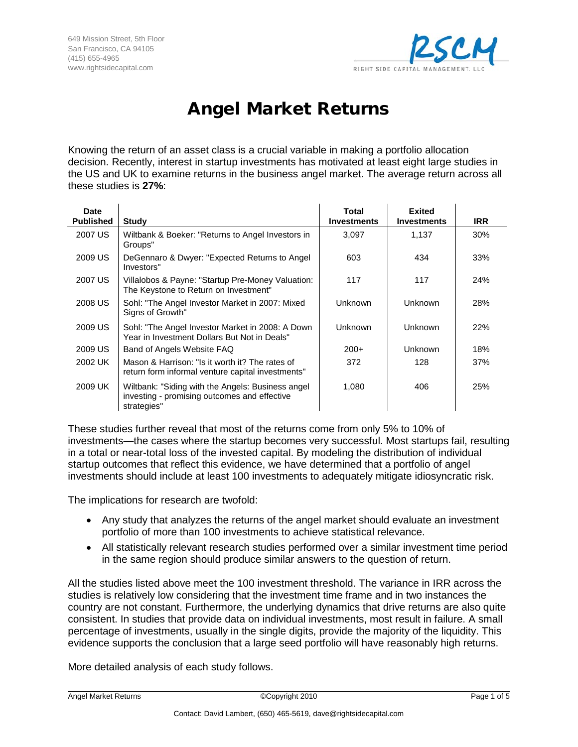649 Mission Street, 5th Floor
San Francisco, CA 94105
(415) 655-4965
www.rightsidecapital.com

RSCM
RIGHT SIDE CAPITAL MANAGEMENT, LLC

# Angel Market Returns

Knowing the return of an asset class is a crucial variable in making a portfolio allocation decision. Recently, interest in startup investments has motivated at least eight large studies in the US and UK to examine returns in the business angel market. The average return across all these studies is **27%**:

| Date Published | Study | Total Investments | Exited Investments | IRR |
|---|---|---|---|---|
| 2007 US | Wiltbank & Boeker: "Returns to Angel Investors in Groups" | 3,097 | 1,137 | 30% |
| 2009 US | DeGennaro & Dwyer: "Expected Returns to Angel Investors" | 603 | 434 | 33% |
| 2007 US | Villalobos & Payne: "Startup Pre-Money Valuation: The Keystone to Return on Investment" | 117 | 117 | 24% |
| 2008 US | Sohl: "The Angel Investor Market in 2007: Mixed Signs of Growth" | Unknown | Unknown | 28% |
| 2009 US | Sohl: "The Angel Investor Market in 2008: A Down Year in Investment Dollars But Not in Deals" | Unknown | Unknown | 22% |
| 2009 US | Band of Angels Website FAQ | 200+ | Unknown | 18% |
| 2002 UK | Mason & Harrison: "Is it worth it? The rates of return form informal venture capital investments" | 372 | 128 | 37% |
| 2009 UK | Wiltbank: "Siding with the Angels: Business angel investing - promising outcomes and effective strategies" | 1,080 | 406 | 25% |

These studies further reveal that most of the returns come from only 5% to 10% of investments—the cases where the startup becomes very successful. Most startups fail, resulting in a total or near-total loss of the invested capital. By modeling the distribution of individual startup outcomes that reflect this evidence, we have determined that a portfolio of angel investments should include at least 100 investments to adequately mitigate idiosyncratic risk.

The implications for research are twofold:

- Any study that analyzes the returns of the angel market should evaluate an investment portfolio of more than 100 investments to achieve statistical relevance.
- All statistically relevant research studies performed over a similar investment time period in the same region should produce similar answers to the question of return.

All the studies listed above meet the 100 investment threshold. The variance in IRR across the studies is relatively low considering that the investment time frame and in two instances the country are not constant. Furthermore, the underlying dynamics that drive returns are also quite consistent. In studies that provide data on individual investments, most result in failure. A small percentage of investments, usually in the single digits, provide the majority of the liquidity. This evidence supports the conclusion that a large seed portfolio will have reasonably high returns.

More detailed analysis of each study follows.

Contact: David Lambert, (650) 465-5619, dave@rightsidecapital.com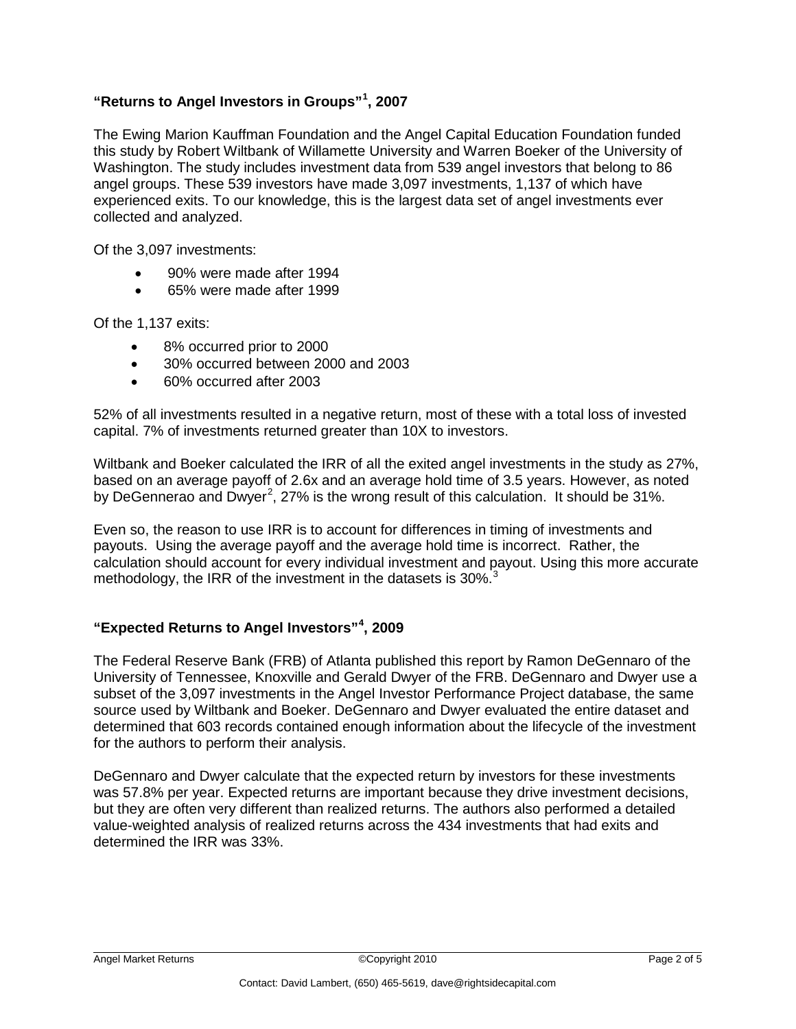## "Returns to Angel Investors in Groups"[1], 2007

The Ewing Marion Kauffman Foundation and the Angel Capital Education Foundation funded this study by Robert Wiltbank of Willamette University and Warren Boeker of the University of Washington. The study includes investment data from 539 angel investors that belong to 86 angel groups. These 539 investors have made 3,097 investments, 1,137 of which have experienced exits. To our knowledge, this is the largest data set of angel investments ever collected and analyzed.

Of the 3,097 investments:

- 90% were made after 1994
- 65% were made after 1999

Of the 1,137 exits:

- 8% occurred prior to 2000
- 30% occurred between 2000 and 2003
- 60% occurred after 2003

52% of all investments resulted in a negative return, most of these with a total loss of invested capital. 7% of investments returned greater than 10X to investors.

Wiltbank and Boeker calculated the IRR of all the exited angel investments in the study as 27%, based on an average payoff of 2.6x and an average hold time of 3.5 years. However, as noted by DeGennerao and Dwyer[2], 27% is the wrong result of this calculation. It should be 31%.

Even so, the reason to use IRR is to account for differences in timing of investments and payouts. Using the average payoff and the average hold time is incorrect. Rather, the calculation should account for every individual investment and payout. Using this more accurate methodology, the IRR of the investment in the datasets is 30%.[3]

## "Expected Returns to Angel Investors"[4], 2009

The Federal Reserve Bank (FRB) of Atlanta published this report by Ramon DeGennaro of the University of Tennessee, Knoxville and Gerald Dwyer of the FRB. DeGennaro and Dwyer use a subset of the 3,097 investments in the Angel Investor Performance Project database, the same source used by Wiltbank and Boeker. DeGennaro and Dwyer evaluated the entire dataset and determined that 603 records contained enough information about the lifecycle of the investment for the authors to perform their analysis.

DeGennaro and Dwyer calculate that the expected return by investors for these investments was 57.8% per year. Expected returns are important because they drive investment decisions, but they are often very different than realized returns. The authors also performed a detailed value-weighted analysis of realized returns across the 434 investments that had exits and determined the IRR was 33%.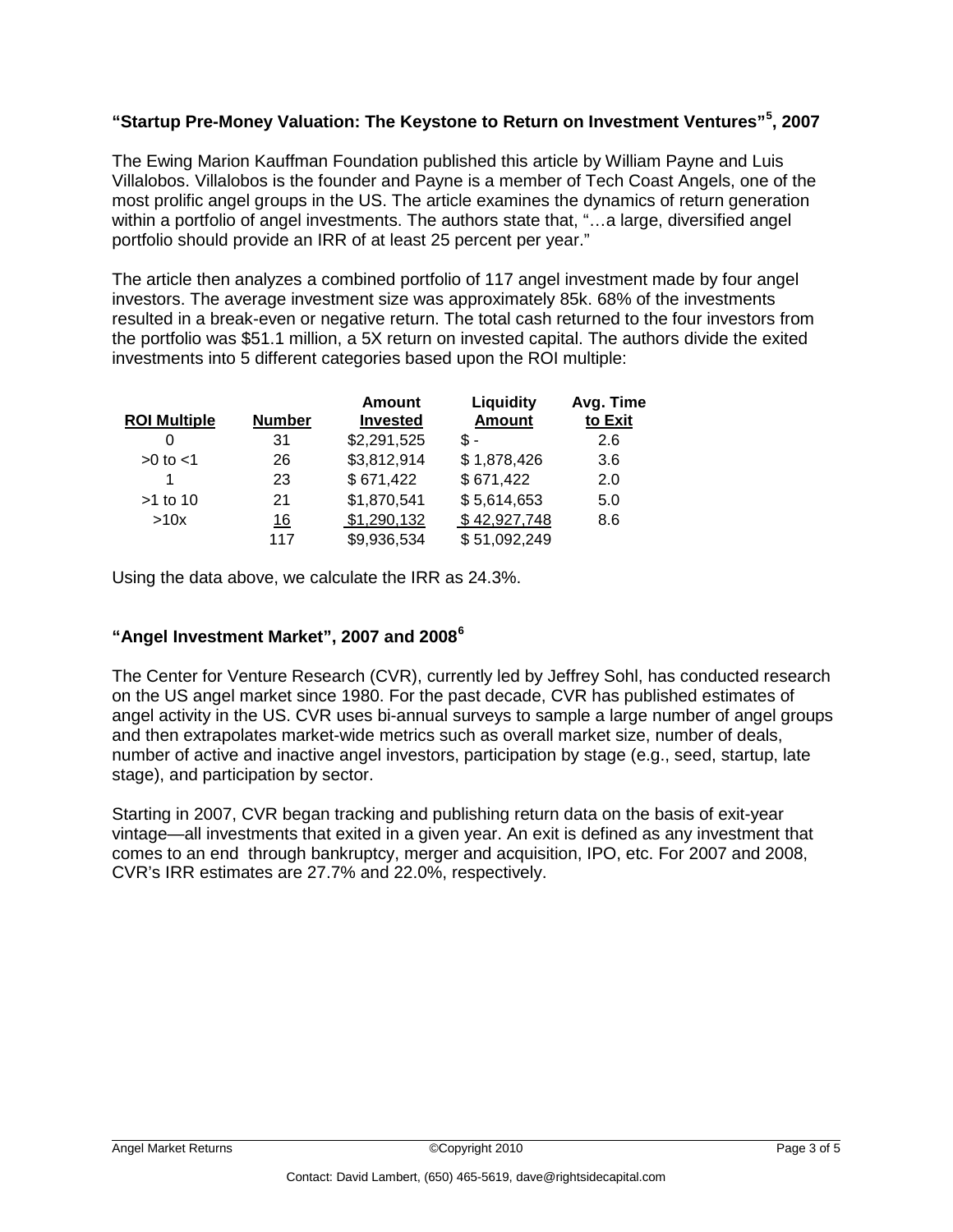### “Startup Pre-Money Valuation: The Keystone to Return on Investment Ventures”[5], 2007

The Ewing Marion Kauffman Foundation published this article by William Payne and Luis Villalobos. Villalobos is the founder and Payne is a member of Tech Coast Angels, one of the most prolific angel groups in the US. The article examines the dynamics of return generation within a portfolio of angel investments. The authors state that, “…a large, diversified angel portfolio should provide an IRR of at least 25 percent per year.”

The article then analyzes a combined portfolio of 117 angel investment made by four angel investors. The average investment size was approximately 85k. 68% of the investments resulted in a break-even or negative return. The total cash returned to the four investors from the portfolio was $51.1 million, a 5X return on invested capital. The authors divide the exited investments into 5 different categories based upon the ROI multiple:

| ROI Multiple | Number | Amount Invested | Liquidity Amount | Avg. Time to Exit |
|---|---|---|---|---|
| 0 | 31 | $2,291,525 | $ - | 2.6 |
| >0 to <1 | 26 | $3,812,914 | $ 1,878,426 | 3.6 |
| 1 | 23 | $ 671,422 | $ 671,422 | 2.0 |
| >1 to 10 | 21 | $1,870,541 | $ 5,614,653 | 5.0 |
| >10x | 16 | $1,290,132 | $ 42,927,748 | 8.6 |
| | 117 | $9,936,534 | $ 51,092,249 | |

Using the data above, we calculate the IRR as 24.3%.

### “Angel Investment Market”, 2007 and 2008[6]

The Center for Venture Research (CVR), currently led by Jeffrey Sohl, has conducted research on the US angel market since 1980. For the past decade, CVR has published estimates of angel activity in the US. CVR uses bi-annual surveys to sample a large number of angel groups and then extrapolates market-wide metrics such as overall market size, number of deals, number of active and inactive angel investors, participation by stage (e.g., seed, startup, late stage), and participation by sector.

Starting in 2007, CVR began tracking and publishing return data on the basis of exit-year vintage—all investments that exited in a given year. An exit is defined as any investment that comes to an end through bankruptcy, merger and acquisition, IPO, etc. For 2007 and 2008, CVR’s IRR estimates are 27.7% and 22.0%, respectively.

Contact: David Lambert, (650) 465-5619, dave@rightsidecapital.com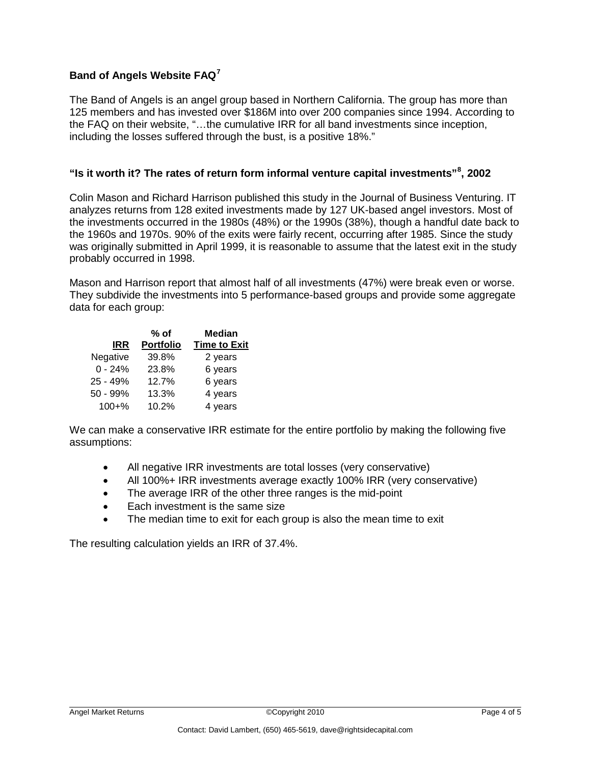**Band of Angels Website FAQ**[7]

The Band of Angels is an angel group based in Northern California. The group has more than 125 members and has invested over $186M into over 200 companies since 1994. According to the FAQ on their website, "…the cumulative IRR for all band investments since inception, including the losses suffered through the bust, is a positive 18%."

**"Is it worth it? The rates of return form informal venture capital investments"[8], 2002**

Colin Mason and Richard Harrison published this study in the Journal of Business Venturing. IT analyzes returns from 128 exited investments made by 127 UK-based angel investors. Most of the investments occurred in the 1980s (48%) or the 1990s (38%), though a handful date back to the 1960s and 1970s. 90% of the exits were fairly recent, occurring after 1985. Since the study was originally submitted in April 1999, it is reasonable to assume that the latest exit in the study probably occurred in 1998.

Mason and Harrison report that almost half of all investments (47%) were break even or worse. They subdivide the investments into 5 performance-based groups and provide some aggregate data for each group:

| IRR | % of Portfolio | Median Time to Exit |
|---|---|---|
| Negative | 39.8% | 2 years |
| 0 - 24% | 23.8% | 6 years |
| 25 - 49% | 12.7% | 6 years |
| 50 - 99% | 13.3% | 4 years |
| 100+% | 10.2% | 4 years |

We can make a conservative IRR estimate for the entire portfolio by making the following five assumptions:

- All negative IRR investments are total losses (very conservative)
- All 100%+ IRR investments average exactly 100% IRR (very conservative)
- The average IRR of the other three ranges is the mid-point
- Each investment is the same size
- The median time to exit for each group is also the mean time to exit

The resulting calculation yields an IRR of 37.4%.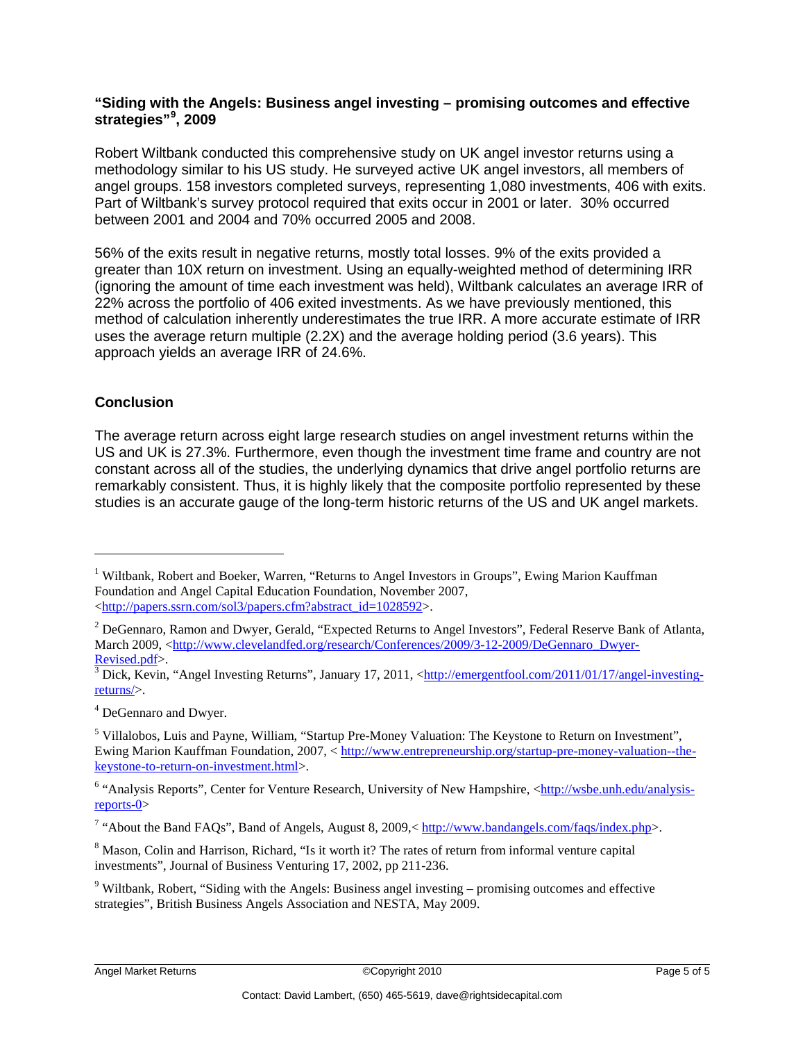### "Siding with the Angels: Business angel investing – promising outcomes and effective strategies"[9], 2009

Robert Wiltbank conducted this comprehensive study on UK angel investor returns using a methodology similar to his US study. He surveyed active UK angel investors, all members of angel groups. 158 investors completed surveys, representing 1,080 investments, 406 with exits. Part of Wiltbank's survey protocol required that exits occur in 2001 or later. 30% occurred between 2001 and 2004 and 70% occurred 2005 and 2008.

56% of the exits result in negative returns, mostly total losses. 9% of the exits provided a greater than 10X return on investment. Using an equally-weighted method of determining IRR (ignoring the amount of time each investment was held), Wiltbank calculates an average IRR of 22% across the portfolio of 406 exited investments. As we have previously mentioned, this method of calculation inherently underestimates the true IRR. A more accurate estimate of IRR uses the average return multiple (2.2X) and the average holding period (3.6 years). This approach yields an average IRR of 24.6%.

### Conclusion

The average return across eight large research studies on angel investment returns within the US and UK is 27.3%. Furthermore, even though the investment time frame and country are not constant across all of the studies, the underlying dynamics that drive angel portfolio returns are remarkably consistent. Thus, it is highly likely that the composite portfolio represented by these studies is an accurate gauge of the long-term historic returns of the US and UK angel markets.

---

[1] Wiltbank, Robert and Boeker, Warren, "Returns to Angel Investors in Groups", Ewing Marion Kauffman Foundation and Angel Capital Education Foundation, November 2007, <http://papers.ssrn.com/sol3/papers.cfm?abstract_id=1028592>.

[2] DeGennaro, Ramon and Dwyer, Gerald, "Expected Returns to Angel Investors", Federal Reserve Bank of Atlanta, March 2009, <http://www.clevelandfed.org/research/Conferences/2009/3-12-2009/DeGennaro_Dwyer-Revised.pdf>.

[3] Dick, Kevin, "Angel Investing Returns", January 17, 2011, <http://emergentfool.com/2011/01/17/angel-investing-returns/>.

[4] DeGennaro and Dwyer.

[5] Villalobos, Luis and Payne, William, "Startup Pre-Money Valuation: The Keystone to Return on Investment", Ewing Marion Kauffman Foundation, 2007, < http://www.entrepreneurship.org/startup-pre-money-valuation--the-keystone-to-return-on-investment.html>.

[6] "Analysis Reports", Center for Venture Research, University of New Hampshire, <http://wsbe.unh.edu/analysis-reports-0>

[7] "About the Band FAQs", Band of Angels, August 8, 2009,< http://www.bandangels.com/faqs/index.php>.

[8] Mason, Colin and Harrison, Richard, "Is it worth it? The rates of return from informal venture capital investments", Journal of Business Venturing 17, 2002, pp 211-236.

[9] Wiltbank, Robert, "Siding with the Angels: Business angel investing – promising outcomes and effective strategies", British Business Angels Association and NESTA, May 2009.

Contact: David Lambert, (650) 465-5619, dave@rightsidecapital.com